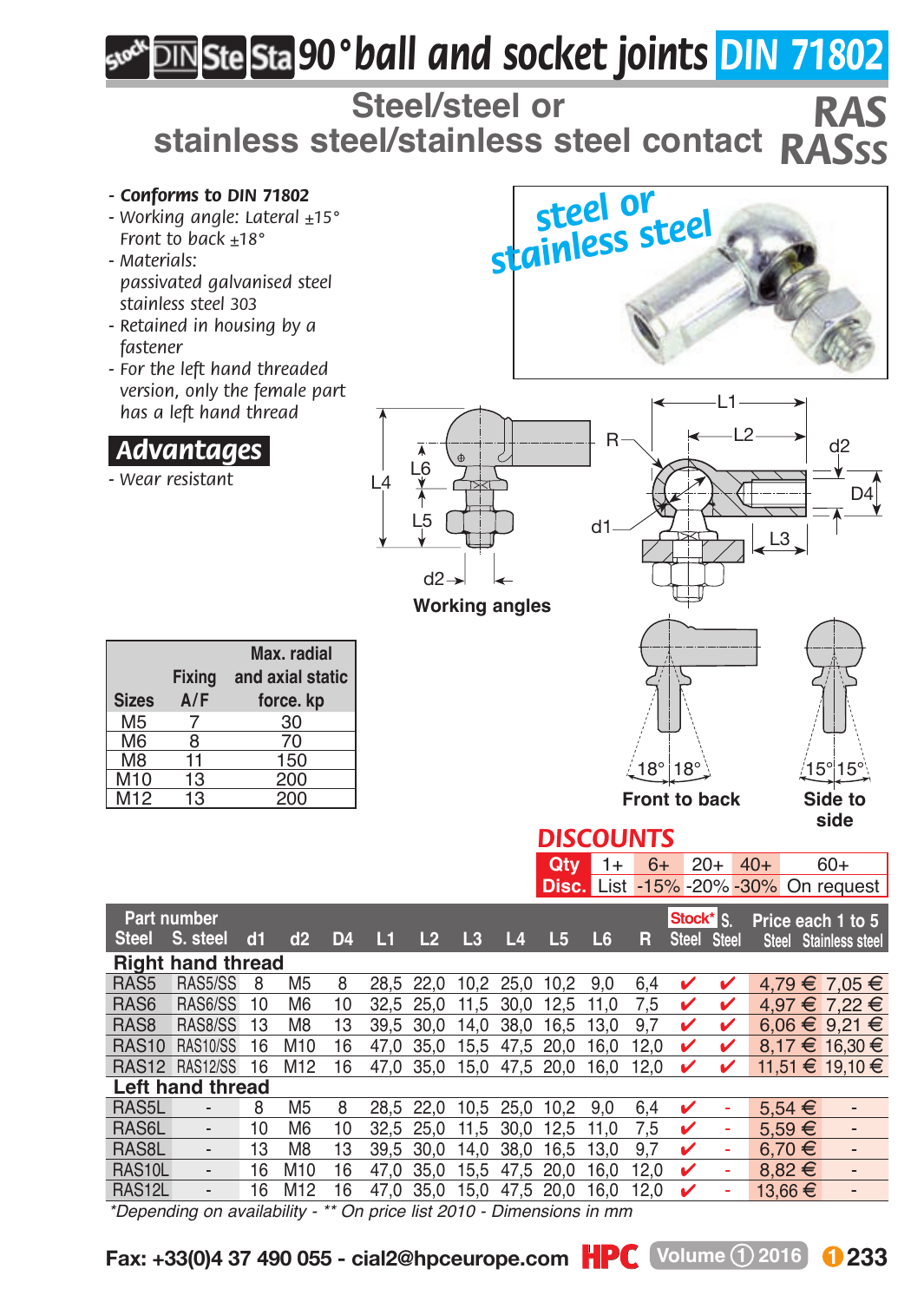# 90° ball and socket joints DIN 71802

## Steel/steel or stainless steel/stainless steel contact

**RAS RASss**

- **Conforms to DIN 71802**
- Working angle: Lateral ±15° Front to back ±18°
- Materials: passivated galvanised steel stainless steel 303
- Retained in housing by a fastener
- For the left hand threaded version, only the female part has a left hand thread

## Advantages

- Wear resistant

steel or stainless steel

Working angles

Front to back: 18° | 18°

Side to side: 15° | 15°

| Sizes | Fixing A/F | Max. radial and axial static force. kp |
|---|---|---|
| M5 | 7 | 30 |
| M6 | 8 | 70 |
| M8 | 11 | 150 |
| M10 | 13 | 200 |
| M12 | 13 | 200 |

**DISCOUNTS**

| Qty | 1+ | 6+ | 20+ | 40+ | 60+ |
|---|---|---|---|---|---|
| Disc. | List | -15% | -20% | -30% | On request |

| Part number Steel | Part number S. steel | d1 | d2 | D4 | L1 | L2 | L3 | L4 | L5 | L6 | R | Stock* Steel | Stock* S. Steel | Price each 1 to 5 Steel | Price each 1 to 5 Stainless steel |
|---|---|---|---|---|---|---|---|---|---|---|---|---|---|---|---|
| **Right hand thread** | | | | | | | | | | | | | | | |
| RAS5 | RAS5/SS | 8 | M5 | 8 | 28,5 | 22,0 | 10,2 | 25,0 | 10,2 | 9,0 | 6,4 | ✔ | ✔ | 4,79 € | 7,05 € |
| RAS6 | RAS6/SS | 10 | M6 | 10 | 32,5 | 25,0 | 11,5 | 30,0 | 12,5 | 11,0 | 7,5 | ✔ | ✔ | 4,97 € | 7,22 € |
| RAS8 | RAS8/SS | 13 | M8 | 13 | 39,5 | 30,0 | 14,0 | 38,0 | 16,5 | 13,0 | 9,7 | ✔ | ✔ | 6,06 € | 9,21 € |
| RAS10 | RAS10/SS | 16 | M10 | 16 | 47,0 | 35,0 | 15,5 | 47,5 | 20,0 | 16,0 | 12,0 | ✔ | ✔ | 8,17 € | 16,30 € |
| RAS12 | RAS12/SS | 16 | M12 | 16 | 47,0 | 35,0 | 15,0 | 47,5 | 20,0 | 16,0 | 12,0 | ✔ | ✔ | 11,51 € | 19,10 € |
| **Left hand thread** | | | | | | | | | | | | | | | |
| RAS5L | - | 8 | M5 | 8 | 28,5 | 22,0 | 10,5 | 25,0 | 10,2 | 9,0 | 6,4 | ✔ | - | 5,54 € | - |
| RAS6L | - | 10 | M6 | 10 | 32,5 | 25,0 | 11,5 | 30,0 | 12,5 | 11,0 | 7,5 | ✔ | - | 5,59 € | - |
| RAS8L | - | 13 | M8 | 13 | 39,5 | 30,0 | 14,0 | 38,0 | 16,5 | 13,0 | 9,7 | ✔ | - | 6,70 € | - |
| RAS10L | - | 16 | M10 | 16 | 47,0 | 35,0 | 15,5 | 47,5 | 20,0 | 16,0 | 12,0 | ✔ | - | 8,82 € | - |
| RAS12L | - | 16 | M12 | 16 | 47,0 | 35,0 | 15,0 | 47,5 | 20,0 | 16,0 | 12,0 | ✔ | - | 13,66 € | - |

*Depending on availability - ** On price list 2010 - Dimensions in mm

Fax: +33(0)4 37 490 055 - cial2@hpceurope.com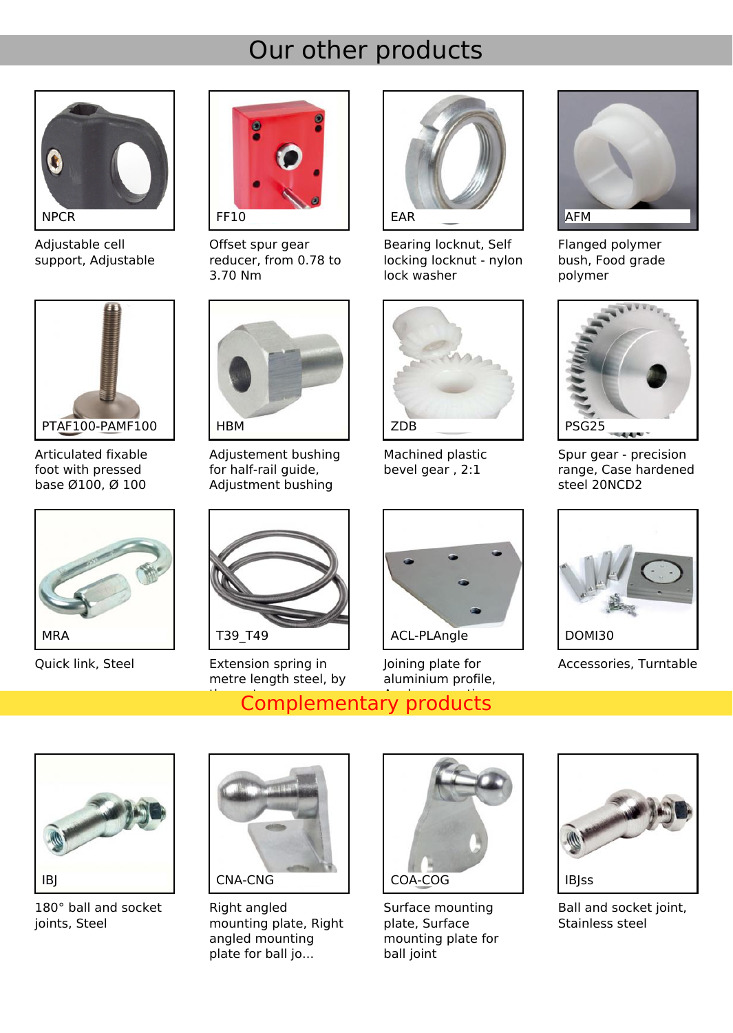# Our other products

NPCR

Adjustable cell support, Adjustable

FF10

Offset spur gear reducer, from 0.78 to 3.70 Nm

EAR

Bearing locknut, Self locking locknut - nylon lock washer

AFM

Flanged polymer bush, Food grade polymer

PTAF100-PAMF100

Articulated fixable foot with pressed base Ø100, Ø 100

HBM

Adjustement bushing for half-rail guide, Adjustment bushing

ZDB

Machined plastic bevel gear , 2:1

PSG25

Spur gear - precision range, Case hardened steel 20NCD2

MRA

Quick link, Steel

T39_T49

Extension spring in metre length steel, by

ACL-PLAngle

Joining plate for aluminium profile,

DOMI30

Accessories, Turntable

# Complementary products

IBJ

180° ball and socket joints, Steel

CNA-CNG

Right angled mounting plate, Right angled mounting plate for ball jo...

COA-COG

Surface mounting plate, Surface mounting plate for ball joint

IBJss

Ball and socket joint, Stainless steel